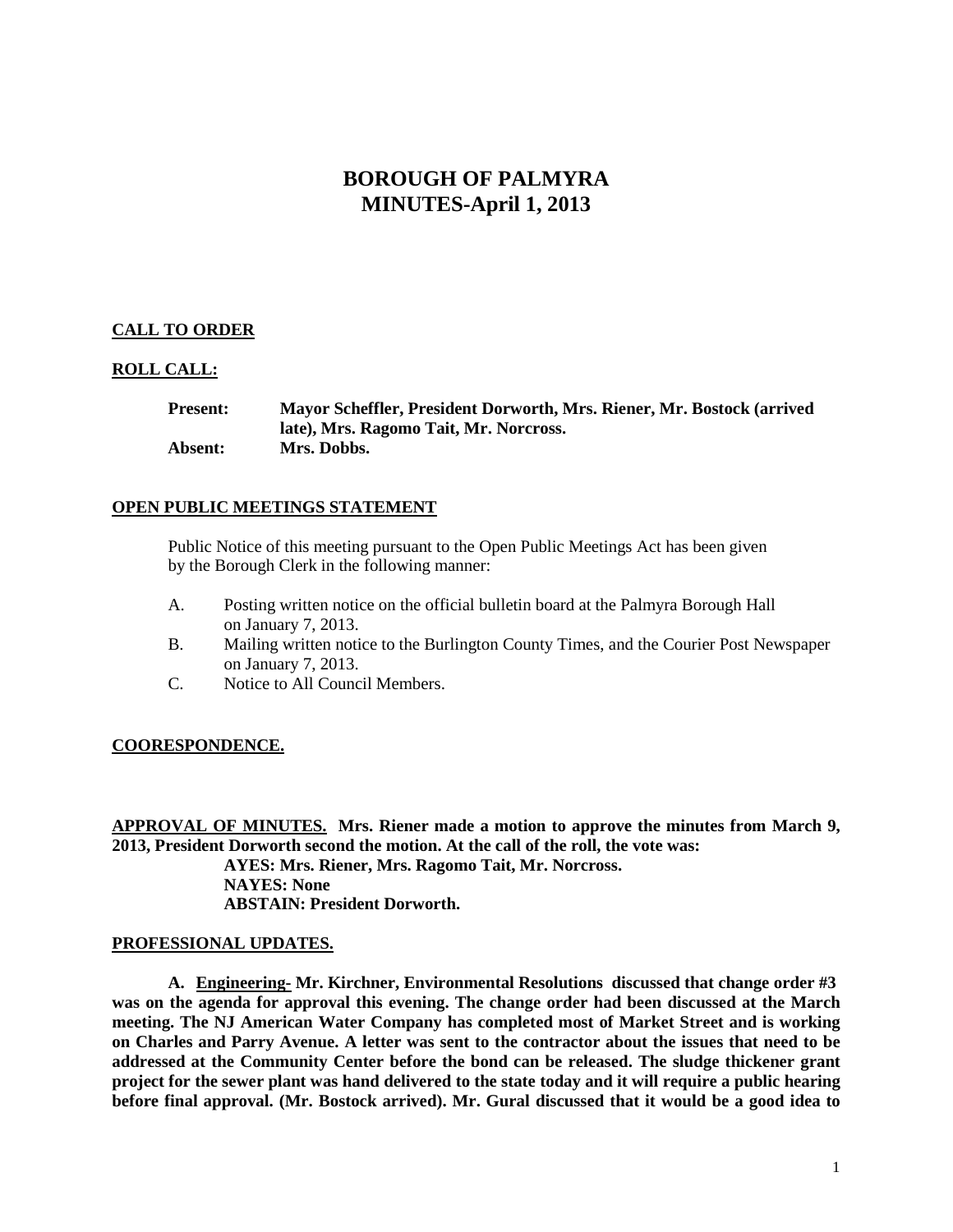# BOROUGH OF PALMYRA
# MINUTES-April 1, 2013

**CALL TO ORDER**

**ROLL CALL:**

**Present:** **Mayor Scheffler, President Dorworth, Mrs. Riener, Mr. Bostock (arrived late), Mrs. Ragomo Tait, Mr. Norcross.**
**Absent:** **Mrs. Dobbs.**

**OPEN PUBLIC MEETINGS STATEMENT**

Public Notice of this meeting pursuant to the Open Public Meetings Act has been given by the Borough Clerk in the following manner:

A. Posting written notice on the official bulletin board at the Palmyra Borough Hall on January 7, 2013.
B. Mailing written notice to the Burlington County Times, and the Courier Post Newspaper on January 7, 2013.
C. Notice to All Council Members.

**COORESPONDENCE.**

**APPROVAL OF MINUTES. Mrs. Riener made a motion to approve the minutes from March 9, 2013, President Dorworth second the motion. At the call of the roll, the vote was:**
**AYES: Mrs. Riener, Mrs. Ragomo Tait, Mr. Norcross.**
**NAYES: None**
**ABSTAIN: President Dorworth.**

**PROFESSIONAL UPDATES.**

**A. Engineering- Mr. Kirchner, Environmental Resolutions discussed that change order #3 was on the agenda for approval this evening. The change order had been discussed at the March meeting. The NJ American Water Company has completed most of Market Street and is working on Charles and Parry Avenue. A letter was sent to the contractor about the issues that need to be addressed at the Community Center before the bond can be released. The sludge thickener grant project for the sewer plant was hand delivered to the state today and it will require a public hearing before final approval. (Mr. Bostock arrived). Mr. Gural discussed that it would be a good idea to**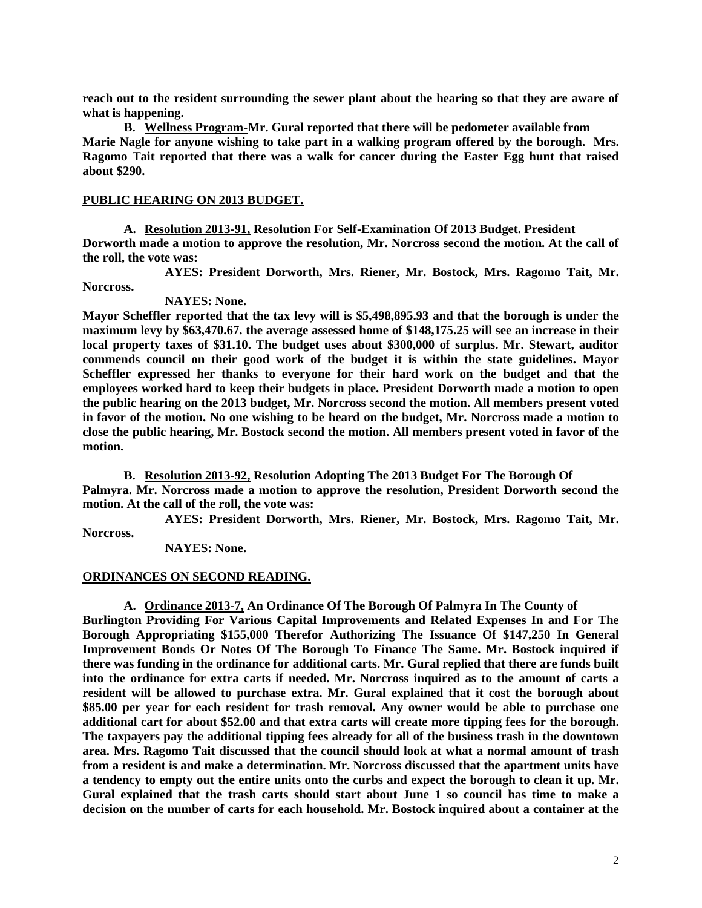**reach out to the resident surrounding the sewer plant about the hearing so that they are aware of what is happening.**

**B. <u>Wellness Program-</u>Mr. Gural reported that there will be pedometer available from Marie Nagle for anyone wishing to take part in a walking program offered by the borough. Mrs. Ragomo Tait reported that there was a walk for cancer during the Easter Egg hunt that raised about $290.**

## PUBLIC HEARING ON 2013 BUDGET.

**A. <u>Resolution 2013-91,</u> Resolution For Self-Examination Of 2013 Budget. President Dorworth made a motion to approve the resolution, Mr. Norcross second the motion. At the call of the roll, the vote was:**

**AYES: President Dorworth, Mrs. Riener, Mr. Bostock, Mrs. Ragomo Tait, Mr. Norcross.**

**NAYES: None.**

**Mayor Scheffler reported that the tax levy will is $5,498,895.93 and that the borough is under the maximum levy by $63,470.67. the average assessed home of $148,175.25 will see an increase in their local property taxes of $31.10. The budget uses about $300,000 of surplus. Mr. Stewart, auditor commends council on their good work of the budget it is within the state guidelines. Mayor Scheffler expressed her thanks to everyone for their hard work on the budget and that the employees worked hard to keep their budgets in place. President Dorworth made a motion to open the public hearing on the 2013 budget, Mr. Norcross second the motion. All members present voted in favor of the motion. No one wishing to be heard on the budget, Mr. Norcross made a motion to close the public hearing, Mr. Bostock second the motion. All members present voted in favor of the motion.**

**B. <u>Resolution 2013-92,</u> Resolution Adopting The 2013 Budget For The Borough Of Palmyra. Mr. Norcross made a motion to approve the resolution, President Dorworth second the motion. At the call of the roll, the vote was:**

**AYES: President Dorworth, Mrs. Riener, Mr. Bostock, Mrs. Ragomo Tait, Mr. Norcross.**

**NAYES: None.**

## ORDINANCES ON SECOND READING.

**A. <u>Ordinance 2013-7,</u> An Ordinance Of The Borough Of Palmyra In The County of Burlington Providing For Various Capital Improvements and Related Expenses In and For The Borough Appropriating $155,000 Therefor Authorizing The Issuance Of $147,250 In General Improvement Bonds Or Notes Of The Borough To Finance The Same. Mr. Bostock inquired if there was funding in the ordinance for additional carts. Mr. Gural replied that there are funds built into the ordinance for extra carts if needed. Mr. Norcross inquired as to the amount of carts a resident will be allowed to purchase extra. Mr. Gural explained that it cost the borough about $85.00 per year for each resident for trash removal. Any owner would be able to purchase one additional cart for about $52.00 and that extra carts will create more tipping fees for the borough. The taxpayers pay the additional tipping fees already for all of the business trash in the downtown area. Mrs. Ragomo Tait discussed that the council should look at what a normal amount of trash from a resident is and make a determination. Mr. Norcross discussed that the apartment units have a tendency to empty out the entire units onto the curbs and expect the borough to clean it up. Mr. Gural explained that the trash carts should start about June 1 so council has time to make a decision on the number of carts for each household. Mr. Bostock inquired about a container at the**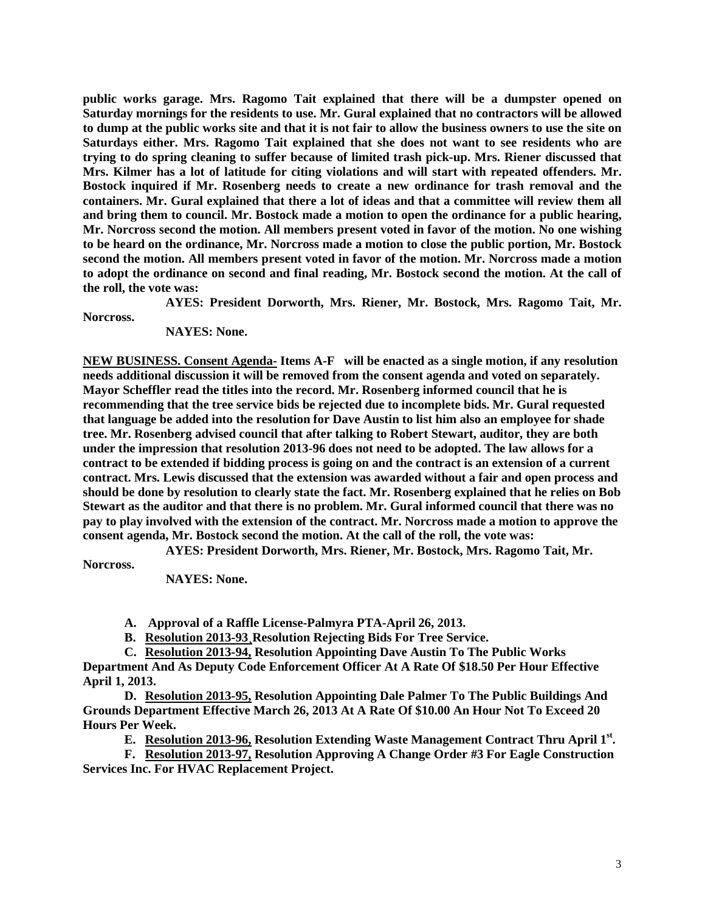**public works garage. Mrs. Ragomo Tait explained that there will be a dumpster opened on Saturday mornings for the residents to use. Mr. Gural explained that no contractors will be allowed to dump at the public works site and that it is not fair to allow the business owners to use the site on Saturdays either. Mrs. Ragomo Tait explained that she does not want to see residents who are trying to do spring cleaning to suffer because of limited trash pick-up. Mrs. Riener discussed that Mrs. Kilmer has a lot of latitude for citing violations and will start with repeated offenders. Mr. Bostock inquired if Mr. Rosenberg needs to create a new ordinance for trash removal and the containers. Mr. Gural explained that there a lot of ideas and that a committee will review them all and bring them to council. Mr. Bostock made a motion to open the ordinance for a public hearing, Mr. Norcross second the motion. All members present voted in favor of the motion. No one wishing to be heard on the ordinance, Mr. Norcross made a motion to close the public portion, Mr. Bostock second the motion. All members present voted in favor of the motion. Mr. Norcross made a motion to adopt the ordinance on second and final reading, Mr. Bostock second the motion. At the call of the roll, the vote was:**

**AYES: President Dorworth, Mrs. Riener, Mr. Bostock, Mrs. Ragomo Tait, Mr. Norcross.**

**NAYES: None.**

**<u>NEW BUSINESS. Consent Agenda-</u> Items A-F will be enacted as a single motion, if any resolution needs additional discussion it will be removed from the consent agenda and voted on separately. Mayor Scheffler read the titles into the record. Mr. Rosenberg informed council that he is recommending that the tree service bids be rejected due to incomplete bids. Mr. Gural requested that language be added into the resolution for Dave Austin to list him also an employee for shade tree. Mr. Rosenberg advised council that after talking to Robert Stewart, auditor, they are both under the impression that resolution 2013-96 does not need to be adopted. The law allows for a contract to be extended if bidding process is going on and the contract is an extension of a current contract. Mrs. Lewis discussed that the extension was awarded without a fair and open process and should be done by resolution to clearly state the fact. Mr. Rosenberg explained that he relies on Bob Stewart as the auditor and that there is no problem. Mr. Gural informed council that there was no pay to play involved with the extension of the contract. Mr. Norcross made a motion to approve the consent agenda, Mr. Bostock second the motion. At the call of the roll, the vote was:**

**AYES: President Dorworth, Mrs. Riener, Mr. Bostock, Mrs. Ragomo Tait, Mr. Norcross.**

**NAYES: None.**

**A. Approval of a Raffle License-Palmyra PTA-April 26, 2013.**

**B. <u>Resolution 2013-93</u>, Resolution Rejecting Bids For Tree Service.**

**C. <u>Resolution 2013-94,</u> Resolution Appointing Dave Austin To The Public Works Department And As Deputy Code Enforcement Officer At A Rate Of $18.50 Per Hour Effective April 1, 2013.**

**D. <u>Resolution 2013-95,</u> Resolution Appointing Dale Palmer To The Public Buildings And Grounds Department Effective March 26, 2013 At A Rate Of $10.00 An Hour Not To Exceed 20 Hours Per Week.**

**E. <u>Resolution 2013-96,</u> Resolution Extending Waste Management Contract Thru April 1st.**

**F. <u>Resolution 2013-97,</u> Resolution Approving A Change Order #3 For Eagle Construction Services Inc. For HVAC Replacement Project.**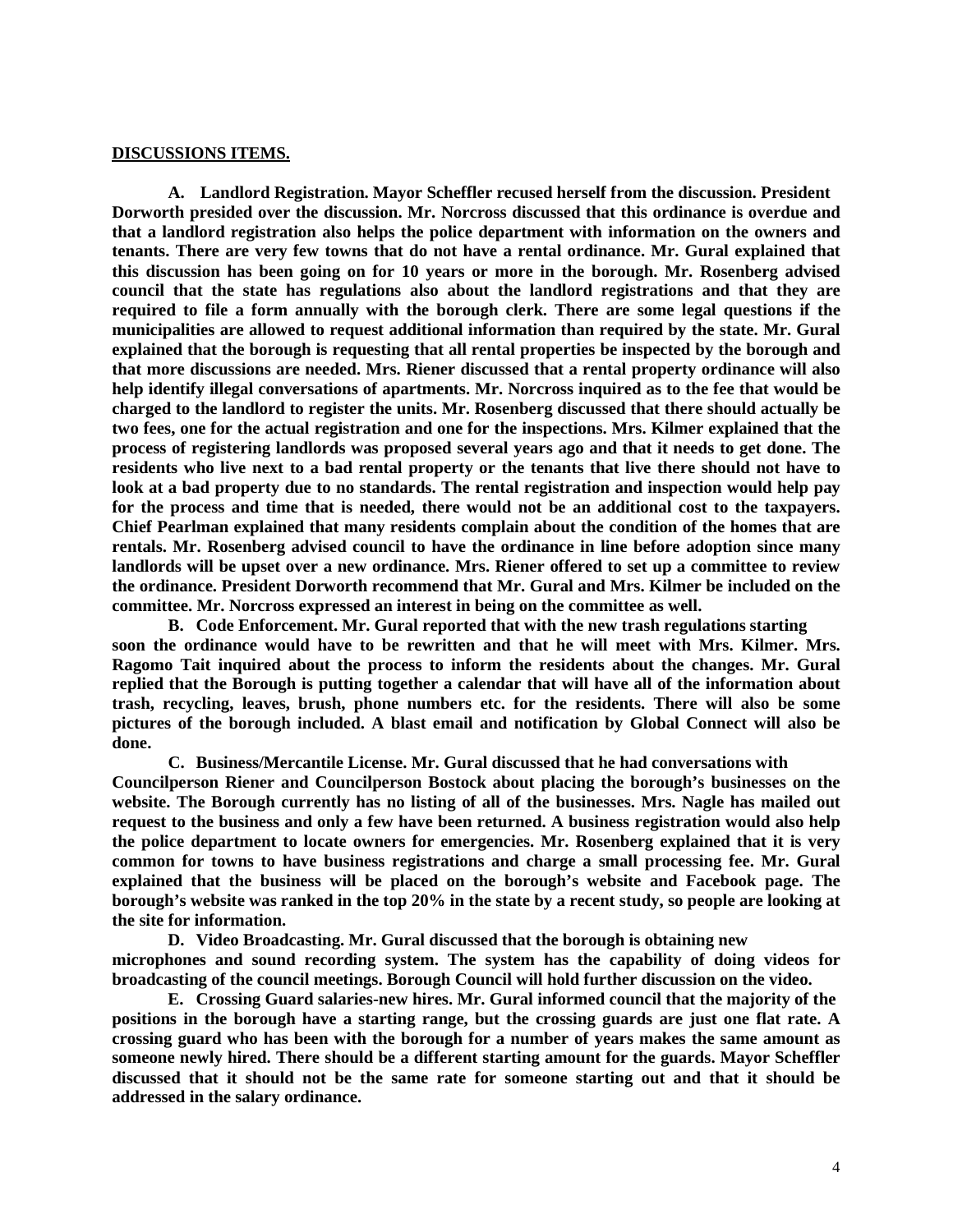**DISCUSSIONS ITEMS.**

**A. Landlord Registration. Mayor Scheffler recused herself from the discussion. President Dorworth presided over the discussion. Mr. Norcross discussed that this ordinance is overdue and that a landlord registration also helps the police department with information on the owners and tenants. There are very few towns that do not have a rental ordinance. Mr. Gural explained that this discussion has been going on for 10 years or more in the borough. Mr. Rosenberg advised council that the state has regulations also about the landlord registrations and that they are required to file a form annually with the borough clerk. There are some legal questions if the municipalities are allowed to request additional information than required by the state. Mr. Gural explained that the borough is requesting that all rental properties be inspected by the borough and that more discussions are needed. Mrs. Riener discussed that a rental property ordinance will also help identify illegal conversations of apartments. Mr. Norcross inquired as to the fee that would be charged to the landlord to register the units. Mr. Rosenberg discussed that there should actually be two fees, one for the actual registration and one for the inspections. Mrs. Kilmer explained that the process of registering landlords was proposed several years ago and that it needs to get done. The residents who live next to a bad rental property or the tenants that live there should not have to look at a bad property due to no standards. The rental registration and inspection would help pay for the process and time that is needed, there would not be an additional cost to the taxpayers. Chief Pearlman explained that many residents complain about the condition of the homes that are rentals. Mr. Rosenberg advised council to have the ordinance in line before adoption since many landlords will be upset over a new ordinance. Mrs. Riener offered to set up a committee to review the ordinance. President Dorworth recommend that Mr. Gural and Mrs. Kilmer be included on the committee. Mr. Norcross expressed an interest in being on the committee as well.**

**B. Code Enforcement. Mr. Gural reported that with the new trash regulations starting soon the ordinance would have to be rewritten and that he will meet with Mrs. Kilmer. Mrs. Ragomo Tait inquired about the process to inform the residents about the changes. Mr. Gural replied that the Borough is putting together a calendar that will have all of the information about trash, recycling, leaves, brush, phone numbers etc. for the residents. There will also be some pictures of the borough included. A blast email and notification by Global Connect will also be done.**

**C. Business/Mercantile License. Mr. Gural discussed that he had conversations with Councilperson Riener and Councilperson Bostock about placing the borough's businesses on the website. The Borough currently has no listing of all of the businesses. Mrs. Nagle has mailed out request to the business and only a few have been returned. A business registration would also help the police department to locate owners for emergencies. Mr. Rosenberg explained that it is very common for towns to have business registrations and charge a small processing fee. Mr. Gural explained that the business will be placed on the borough's website and Facebook page. The borough's website was ranked in the top 20% in the state by a recent study, so people are looking at the site for information.**

**D. Video Broadcasting. Mr. Gural discussed that the borough is obtaining new microphones and sound recording system. The system has the capability of doing videos for broadcasting of the council meetings. Borough Council will hold further discussion on the video.**

**E. Crossing Guard salaries-new hires. Mr. Gural informed council that the majority of the positions in the borough have a starting range, but the crossing guards are just one flat rate. A crossing guard who has been with the borough for a number of years makes the same amount as someone newly hired. There should be a different starting amount for the guards. Mayor Scheffler discussed that it should not be the same rate for someone starting out and that it should be addressed in the salary ordinance.**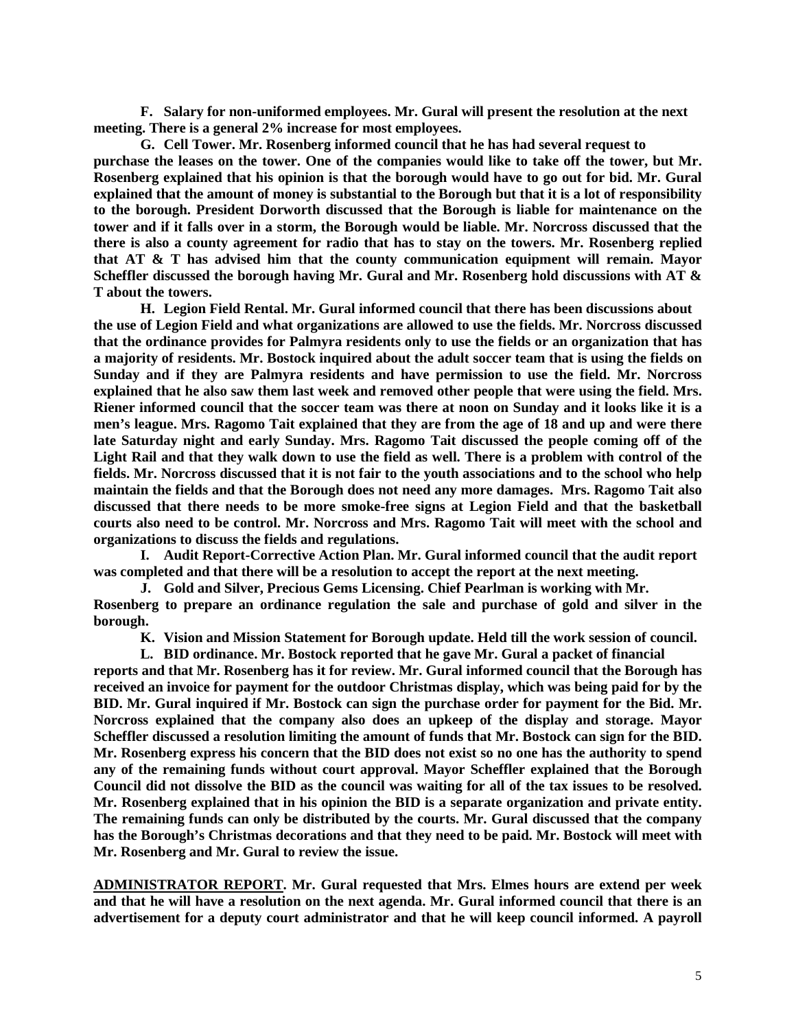**F. Salary for non-uniformed employees. Mr. Gural will present the resolution at the next meeting. There is a general 2% increase for most employees.**

**G. Cell Tower. Mr. Rosenberg informed council that he has had several request to purchase the leases on the tower. One of the companies would like to take off the tower, but Mr. Rosenberg explained that his opinion is that the borough would have to go out for bid. Mr. Gural explained that the amount of money is substantial to the Borough but that it is a lot of responsibility to the borough. President Dorworth discussed that the Borough is liable for maintenance on the tower and if it falls over in a storm, the Borough would be liable. Mr. Norcross discussed that the there is also a county agreement for radio that has to stay on the towers. Mr. Rosenberg replied that AT & T has advised him that the county communication equipment will remain. Mayor Scheffler discussed the borough having Mr. Gural and Mr. Rosenberg hold discussions with AT & T about the towers.**

**H. Legion Field Rental. Mr. Gural informed council that there has been discussions about the use of Legion Field and what organizations are allowed to use the fields. Mr. Norcross discussed that the ordinance provides for Palmyra residents only to use the fields or an organization that has a majority of residents. Mr. Bostock inquired about the adult soccer team that is using the fields on Sunday and if they are Palmyra residents and have permission to use the field. Mr. Norcross explained that he also saw them last week and removed other people that were using the field. Mrs. Riener informed council that the soccer team was there at noon on Sunday and it looks like it is a men's league. Mrs. Ragomo Tait explained that they are from the age of 18 and up and were there late Saturday night and early Sunday. Mrs. Ragomo Tait discussed the people coming off of the Light Rail and that they walk down to use the field as well. There is a problem with control of the fields. Mr. Norcross discussed that it is not fair to the youth associations and to the school who help maintain the fields and that the Borough does not need any more damages. Mrs. Ragomo Tait also discussed that there needs to be more smoke-free signs at Legion Field and that the basketball courts also need to be control. Mr. Norcross and Mrs. Ragomo Tait will meet with the school and organizations to discuss the fields and regulations.**

**I. Audit Report-Corrective Action Plan. Mr. Gural informed council that the audit report was completed and that there will be a resolution to accept the report at the next meeting.**

**J. Gold and Silver, Precious Gems Licensing. Chief Pearlman is working with Mr. Rosenberg to prepare an ordinance regulation the sale and purchase of gold and silver in the borough.**

**K. Vision and Mission Statement for Borough update. Held till the work session of council.**

**L. BID ordinance. Mr. Bostock reported that he gave Mr. Gural a packet of financial reports and that Mr. Rosenberg has it for review. Mr. Gural informed council that the Borough has received an invoice for payment for the outdoor Christmas display, which was being paid for by the BID. Mr. Gural inquired if Mr. Bostock can sign the purchase order for payment for the Bid. Mr. Norcross explained that the company also does an upkeep of the display and storage. Mayor Scheffler discussed a resolution limiting the amount of funds that Mr. Bostock can sign for the BID. Mr. Rosenberg express his concern that the BID does not exist so no one has the authority to spend any of the remaining funds without court approval. Mayor Scheffler explained that the Borough Council did not dissolve the BID as the council was waiting for all of the tax issues to be resolved. Mr. Rosenberg explained that in his opinion the BID is a separate organization and private entity. The remaining funds can only be distributed by the courts. Mr. Gural discussed that the company has the Borough's Christmas decorations and that they need to be paid. Mr. Bostock will meet with Mr. Rosenberg and Mr. Gural to review the issue.**

**<u>ADMINISTRATOR REPORT</u>. Mr. Gural requested that Mrs. Elmes hours are extend per week and that he will have a resolution on the next agenda. Mr. Gural informed council that there is an advertisement for a deputy court administrator and that he will keep council informed. A payroll**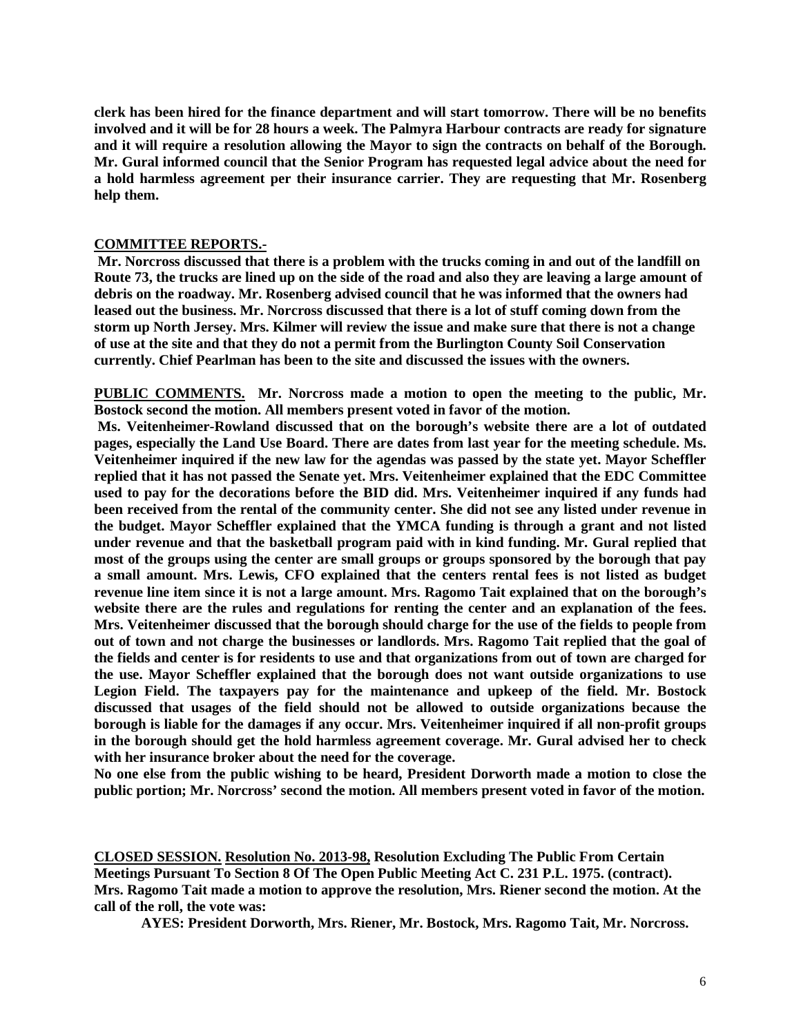**clerk has been hired for the finance department and will start tomorrow. There will be no benefits involved and it will be for 28 hours a week. The Palmyra Harbour contracts are ready for signature and it will require a resolution allowing the Mayor to sign the contracts on behalf of the Borough. Mr. Gural informed council that the Senior Program has requested legal advice about the need for a hold harmless agreement per their insurance carrier. They are requesting that Mr. Rosenberg help them.**

**COMMITTEE REPORTS.-**

**Mr. Norcross discussed that there is a problem with the trucks coming in and out of the landfill on Route 73, the trucks are lined up on the side of the road and also they are leaving a large amount of debris on the roadway. Mr. Rosenberg advised council that he was informed that the owners had leased out the business. Mr. Norcross discussed that there is a lot of stuff coming down from the storm up North Jersey. Mrs. Kilmer will review the issue and make sure that there is not a change of use at the site and that they do not a permit from the Burlington County Soil Conservation currently. Chief Pearlman has been to the site and discussed the issues with the owners.**

**PUBLIC COMMENTS. Mr. Norcross made a motion to open the meeting to the public, Mr. Bostock second the motion. All members present voted in favor of the motion.**

**Ms. Veitenheimer-Rowland discussed that on the borough's website there are a lot of outdated pages, especially the Land Use Board. There are dates from last year for the meeting schedule. Ms. Veitenheimer inquired if the new law for the agendas was passed by the state yet. Mayor Scheffler replied that it has not passed the Senate yet. Mrs. Veitenheimer explained that the EDC Committee used to pay for the decorations before the BID did. Mrs. Veitenheimer inquired if any funds had been received from the rental of the community center. She did not see any listed under revenue in the budget. Mayor Scheffler explained that the YMCA funding is through a grant and not listed under revenue and that the basketball program paid with in kind funding. Mr. Gural replied that most of the groups using the center are small groups or groups sponsored by the borough that pay a small amount. Mrs. Lewis, CFO explained that the centers rental fees is not listed as budget revenue line item since it is not a large amount. Mrs. Ragomo Tait explained that on the borough's website there are the rules and regulations for renting the center and an explanation of the fees. Mrs. Veitenheimer discussed that the borough should charge for the use of the fields to people from out of town and not charge the businesses or landlords. Mrs. Ragomo Tait replied that the goal of the fields and center is for residents to use and that organizations from out of town are charged for the use. Mayor Scheffler explained that the borough does not want outside organizations to use Legion Field. The taxpayers pay for the maintenance and upkeep of the field. Mr. Bostock discussed that usages of the field should not be allowed to outside organizations because the borough is liable for the damages if any occur. Mrs. Veitenheimer inquired if all non-profit groups in the borough should get the hold harmless agreement coverage. Mr. Gural advised her to check with her insurance broker about the need for the coverage.**

**No one else from the public wishing to be heard, President Dorworth made a motion to close the public portion; Mr. Norcross' second the motion. All members present voted in favor of the motion.**

**CLOSED SESSION. Resolution No. 2013-98, Resolution Excluding The Public From Certain Meetings Pursuant To Section 8 Of The Open Public Meeting Act C. 231 P.L. 1975. (contract). Mrs. Ragomo Tait made a motion to approve the resolution, Mrs. Riener second the motion. At the call of the roll, the vote was:**

**AYES: President Dorworth, Mrs. Riener, Mr. Bostock, Mrs. Ragomo Tait, Mr. Norcross.**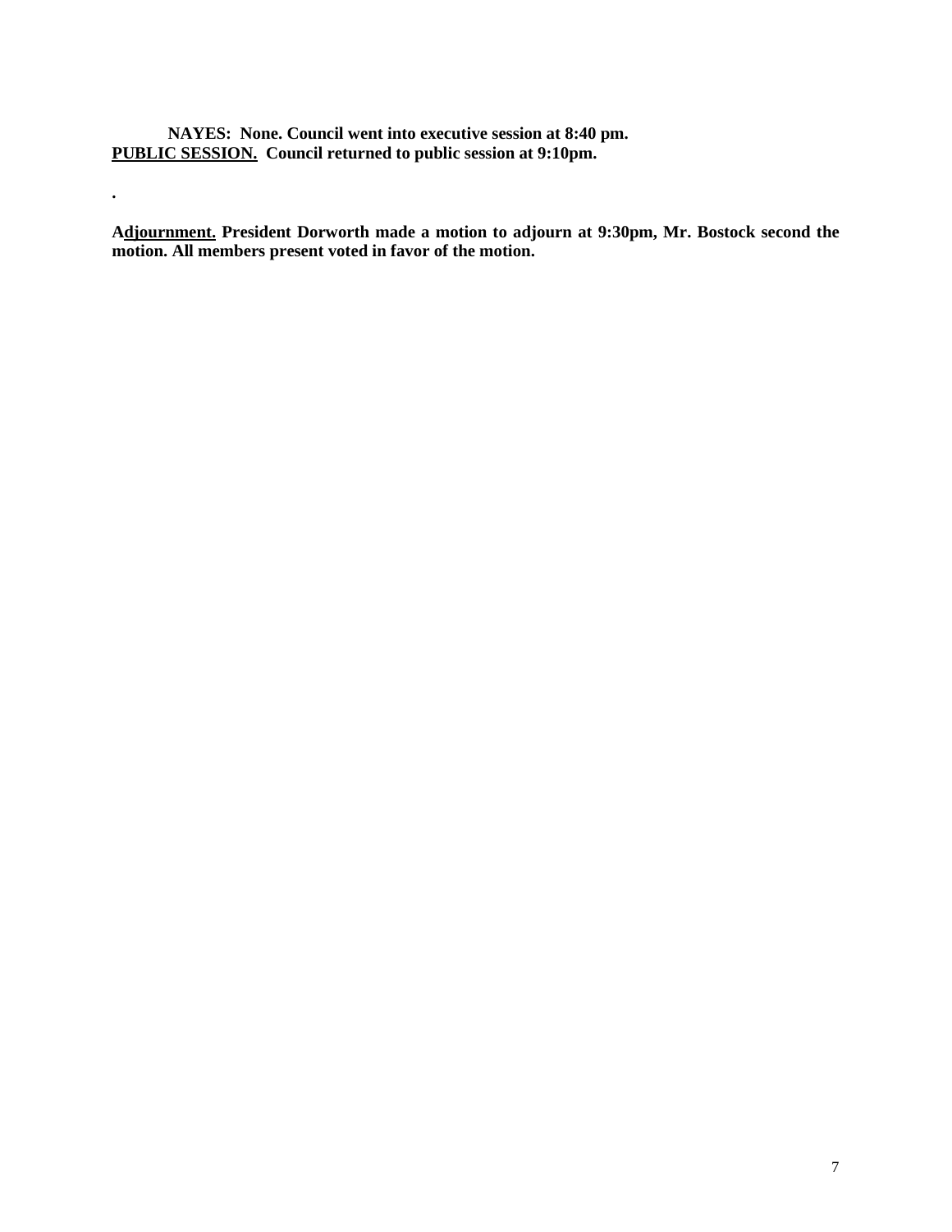**NAYES: None. Council went into executive session at 8:40 pm.**
**PUBLIC SESSION. Council returned to public session at 9:10pm.**

.

**Adjournment. President Dorworth made a motion to adjourn at 9:30pm, Mr. Bostock second the motion. All members present voted in favor of the motion.**